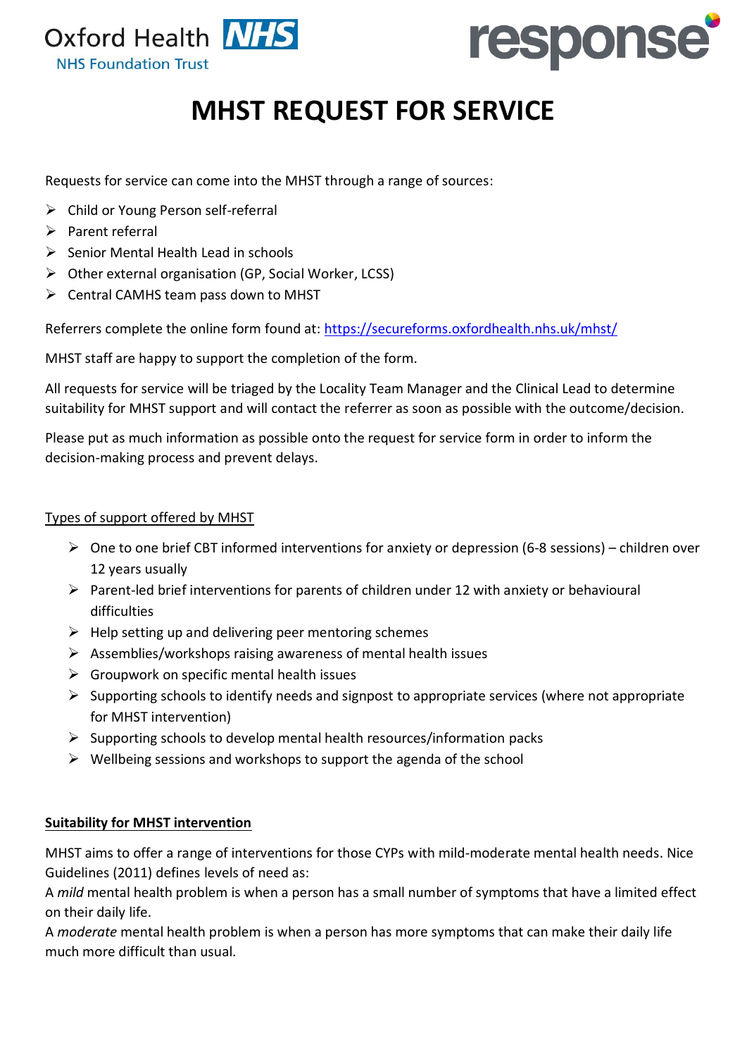# MHST REQUEST FOR SERVICE

Requests for service can come into the MHST through a range of sources:

- Child or Young Person self-referral
- Parent referral
- Senior Mental Health Lead in schools
- Other external organisation (GP, Social Worker, LCSS)
- Central CAMHS team pass down to MHST

Referrers complete the online form found at: [https://secureforms.oxfordhealth.nhs.uk/mhst/](https://secureforms.oxfordhealth.nhs.uk/mhst/)

MHST staff are happy to support the completion of the form.

All requests for service will be triaged by the Locality Team Manager and the Clinical Lead to determine suitability for MHST support and will contact the referrer as soon as possible with the outcome/decision.

Please put as much information as possible onto the request for service form in order to inform the decision-making process and prevent delays.

<u>Types of support offered by MHST</u>

- One to one brief CBT informed interventions for anxiety or depression (6-8 sessions) – children over 12 years usually
- Parent-led brief interventions for parents of children under 12 with anxiety or behavioural difficulties
- Help setting up and delivering peer mentoring schemes
- Assemblies/workshops raising awareness of mental health issues
- Groupwork on specific mental health issues
- Supporting schools to identify needs and signpost to appropriate services (where not appropriate for MHST intervention)
- Supporting schools to develop mental health resources/information packs
- Wellbeing sessions and workshops to support the agenda of the school

**<u>Suitability for MHST intervention</u>**

MHST aims to offer a range of interventions for those CYPs with mild-moderate mental health needs. Nice Guidelines (2011) defines levels of need as:
A *mild* mental health problem is when a person has a small number of symptoms that have a limited effect on their daily life.
A *moderate* mental health problem is when a person has more symptoms that can make their daily life much more difficult than usual.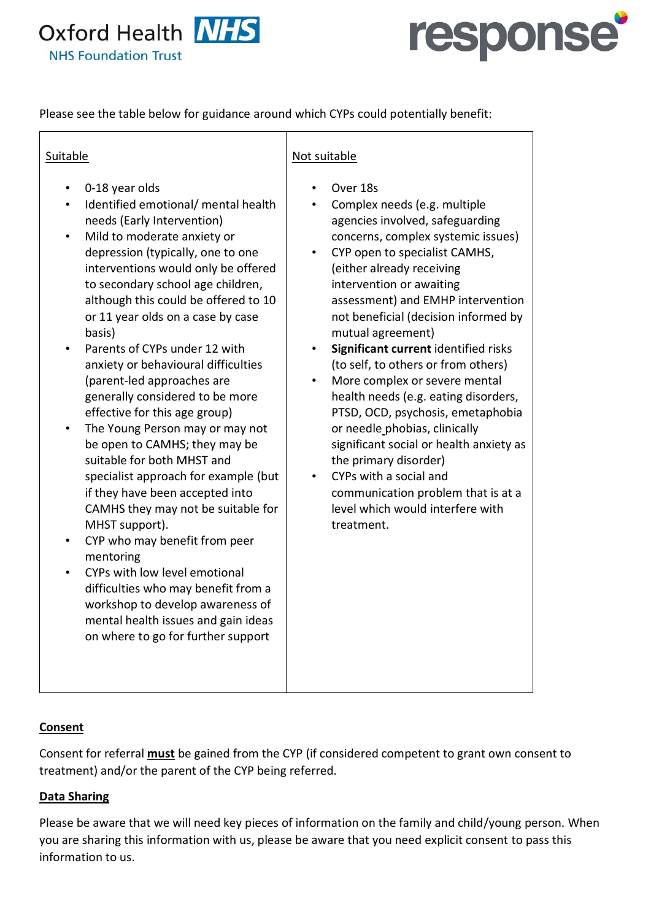Please see the table below for guidance around which CYPs could potentially benefit:

| Suitable | Not suitable |
|---|---|
| • 0-18 year olds<br>• Identified emotional/ mental health needs (Early Intervention)<br>• Mild to moderate anxiety or depression (typically, one to one interventions would only be offered to secondary school age children, although this could be offered to 10 or 11 year olds on a case by case basis)<br>• Parents of CYPs under 12 with anxiety or behavioural difficulties (parent-led approaches are generally considered to be more effective for this age group)<br>• The Young Person may or may not be open to CAMHS; they may be suitable for both MHST and specialist approach for example (but if they have been accepted into CAMHS they may not be suitable for MHST support).<br>• CYP who may benefit from peer mentoring<br>• CYPs with low level emotional difficulties who may benefit from a workshop to develop awareness of mental health issues and gain ideas on where to go for further support | • Over 18s<br>• Complex needs (e.g. multiple agencies involved, safeguarding concerns, complex systemic issues)<br>• CYP open to specialist CAMHS, (either already receiving intervention or awaiting assessment) and EMHP intervention not beneficial (decision informed by mutual agreement)<br>• **Significant current** identified risks (to self, to others or from others)<br>• More complex or severe mental health needs (e.g. eating disorders, PTSD, OCD, psychosis, emetaphobia or needle phobias, clinically significant social or health anxiety as the primary disorder)<br>• CYPs with a social and communication problem that is at a level which would interfere with treatment. |

## Consent

Consent for referral **must** be gained from the CYP (if considered competent to grant own consent to treatment) and/or the parent of the CYP being referred.

## Data Sharing

Please be aware that we will need key pieces of information on the family and child/young person. When you are sharing this information with us, please be aware that you need explicit consent to pass this information to us.